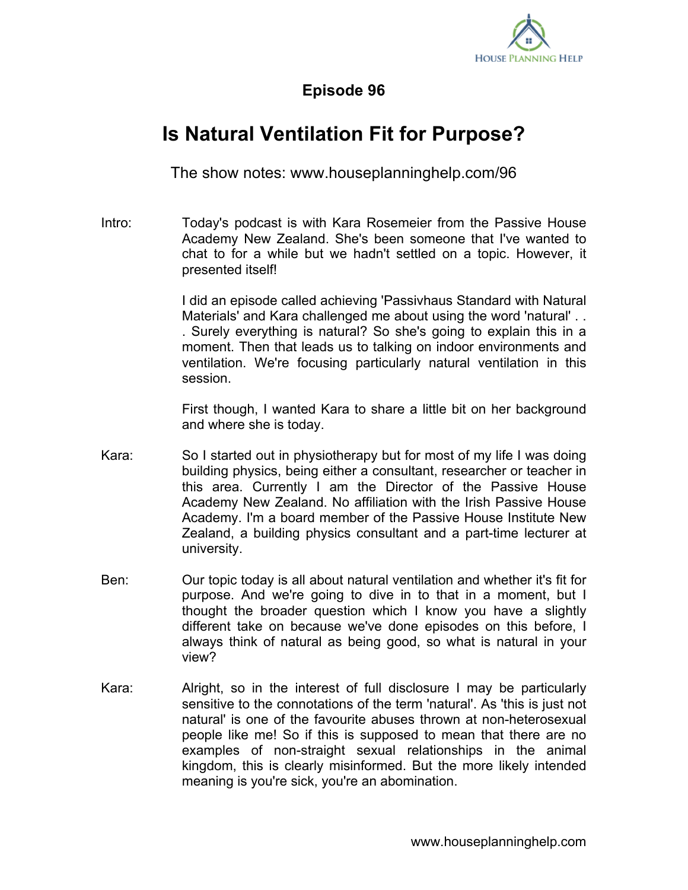# Episode 96

## Is Natural Ventilation Fit for Purpose?

The show notes: www.houseplanninghelp.com/96

**Intro:** Today's podcast is with Kara Rosemeier from the Passive House Academy New Zealand. She's been someone that I've wanted to chat to for a while but we hadn't settled on a topic. However, it presented itself!

I did an episode called achieving 'Passivhaus Standard with Natural Materials' and Kara challenged me about using the word 'natural' . . . Surely everything is natural? So she's going to explain this in a moment. Then that leads us to talking on indoor environments and ventilation. We're focusing particularly natural ventilation in this session.

First though, I wanted Kara to share a little bit on her background and where she is today.

**Kara:** So I started out in physiotherapy but for most of my life I was doing building physics, being either a consultant, researcher or teacher in this area. Currently I am the Director of the Passive House Academy New Zealand. No affiliation with the Irish Passive House Academy. I'm a board member of the Passive House Institute New Zealand, a building physics consultant and a part-time lecturer at university.

**Ben:** Our topic today is all about natural ventilation and whether it's fit for purpose. And we're going to dive in to that in a moment, but I thought the broader question which I know you have a slightly different take on because we've done episodes on this before, I always think of natural as being good, so what is natural in your view?

**Kara:** Alright, so in the interest of full disclosure I may be particularly sensitive to the connotations of the term 'natural'. As 'this is just not natural' is one of the favourite abuses thrown at non-heterosexual people like me! So if this is supposed to mean that there are no examples of non-straight sexual relationships in the animal kingdom, this is clearly misinformed. But the more likely intended meaning is you're sick, you're an abomination.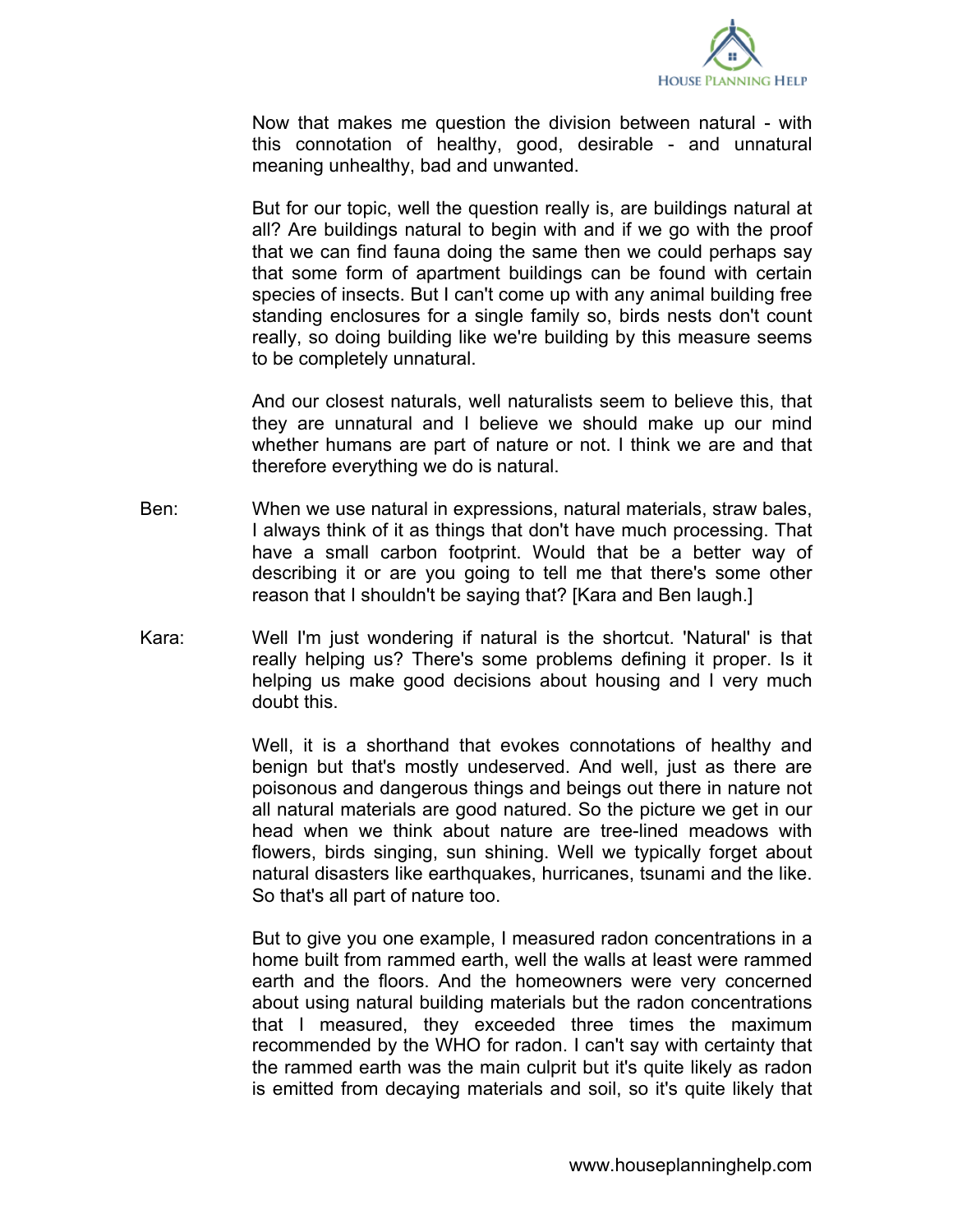Now that makes me question the division between natural - with this connotation of healthy, good, desirable - and unnatural meaning unhealthy, bad and unwanted.

But for our topic, well the question really is, are buildings natural at all? Are buildings natural to begin with and if we go with the proof that we can find fauna doing the same then we could perhaps say that some form of apartment buildings can be found with certain species of insects. But I can't come up with any animal building free standing enclosures for a single family so, birds nests don't count really, so doing building like we're building by this measure seems to be completely unnatural.

And our closest naturals, well naturalists seem to believe this, that they are unnatural and I believe we should make up our mind whether humans are part of nature or not. I think we are and that therefore everything we do is natural.

Ben: When we use natural in expressions, natural materials, straw bales, I always think of it as things that don't have much processing. That have a small carbon footprint. Would that be a better way of describing it or are you going to tell me that there's some other reason that I shouldn't be saying that? [Kara and Ben laugh.]

Kara: Well I'm just wondering if natural is the shortcut. 'Natural' is that really helping us? There's some problems defining it proper. Is it helping us make good decisions about housing and I very much doubt this.

Well, it is a shorthand that evokes connotations of healthy and benign but that's mostly undeserved. And well, just as there are poisonous and dangerous things and beings out there in nature not all natural materials are good natured. So the picture we get in our head when we think about nature are tree-lined meadows with flowers, birds singing, sun shining. Well we typically forget about natural disasters like earthquakes, hurricanes, tsunami and the like. So that's all part of nature too.

But to give you one example, I measured radon concentrations in a home built from rammed earth, well the walls at least were rammed earth and the floors. And the homeowners were very concerned about using natural building materials but the radon concentrations that I measured, they exceeded three times the maximum recommended by the WHO for radon. I can't say with certainty that the rammed earth was the main culprit but it's quite likely as radon is emitted from decaying materials and soil, so it's quite likely that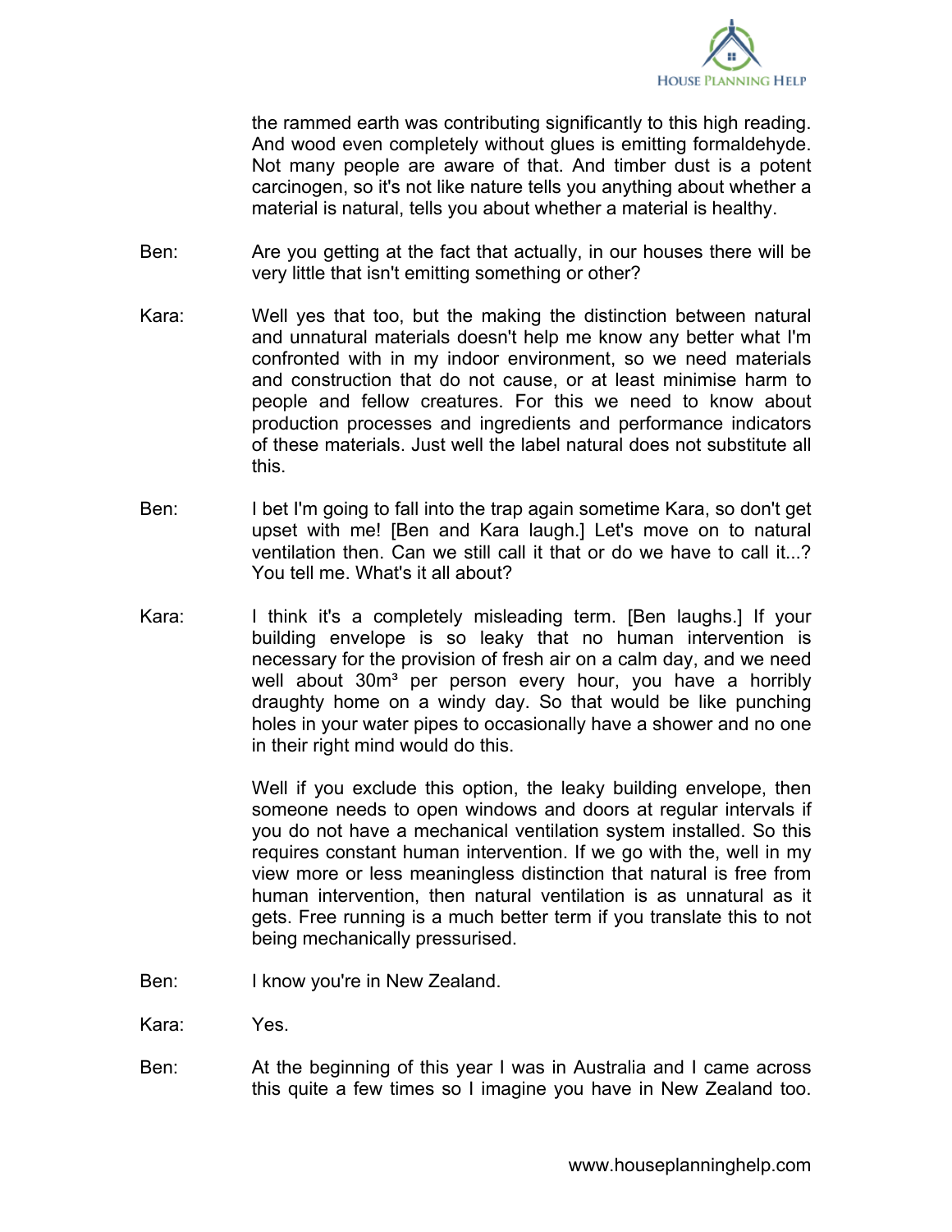the rammed earth was contributing significantly to this high reading. And wood even completely without glues is emitting formaldehyde. Not many people are aware of that. And timber dust is a potent carcinogen, so it's not like nature tells you anything about whether a material is natural, tells you about whether a material is healthy.

Ben: Are you getting at the fact that actually, in our houses there will be very little that isn't emitting something or other?

Kara: Well yes that too, but the making the distinction between natural and unnatural materials doesn't help me know any better what I'm confronted with in my indoor environment, so we need materials and construction that do not cause, or at least minimise harm to people and fellow creatures. For this we need to know about production processes and ingredients and performance indicators of these materials. Just well the label natural does not substitute all this.

Ben: I bet I'm going to fall into the trap again sometime Kara, so don't get upset with me! [Ben and Kara laugh.] Let's move on to natural ventilation then. Can we still call it that or do we have to call it...? You tell me. What's it all about?

Kara: I think it's a completely misleading term. [Ben laughs.] If your building envelope is so leaky that no human intervention is necessary for the provision of fresh air on a calm day, and we need well about 30m³ per person every hour, you have a horribly draughty home on a windy day. So that would be like punching holes in your water pipes to occasionally have a shower and no one in their right mind would do this.

Well if you exclude this option, the leaky building envelope, then someone needs to open windows and doors at regular intervals if you do not have a mechanical ventilation system installed. So this requires constant human intervention. If we go with the, well in my view more or less meaningless distinction that natural is free from human intervention, then natural ventilation is as unnatural as it gets. Free running is a much better term if you translate this to not being mechanically pressurised.

Ben: I know you're in New Zealand.

Kara: Yes.

Ben: At the beginning of this year I was in Australia and I came across this quite a few times so I imagine you have in New Zealand too.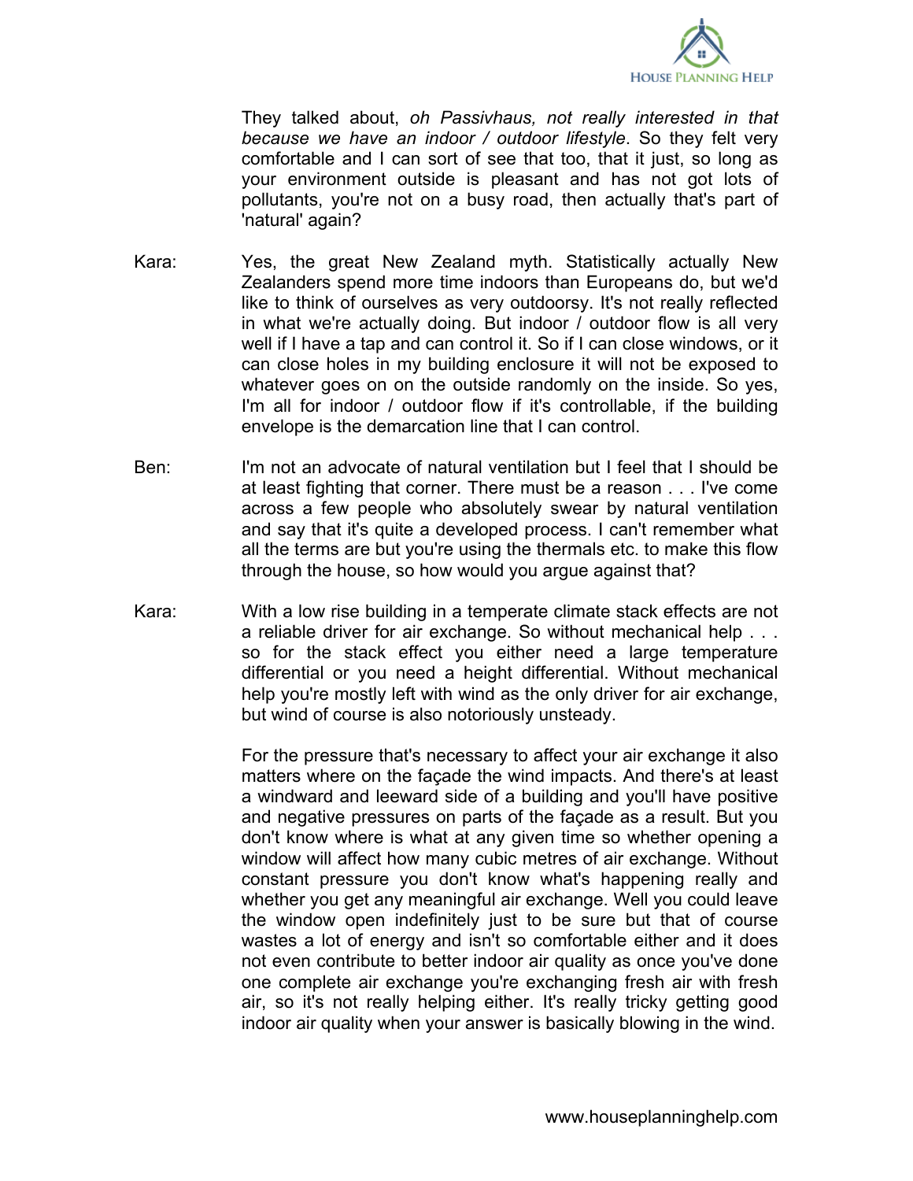They talked about, *oh Passivhaus, not really interested in that because we have an indoor / outdoor lifestyle*. So they felt very comfortable and I can sort of see that too, that it just, so long as your environment outside is pleasant and has not got lots of pollutants, you're not on a busy road, then actually that's part of 'natural' again?

Kara: Yes, the great New Zealand myth. Statistically actually New Zealanders spend more time indoors than Europeans do, but we'd like to think of ourselves as very outdoorsy. It's not really reflected in what we're actually doing. But indoor / outdoor flow is all very well if I have a tap and can control it. So if I can close windows, or it can close holes in my building enclosure it will not be exposed to whatever goes on on the outside randomly on the inside. So yes, I'm all for indoor / outdoor flow if it's controllable, if the building envelope is the demarcation line that I can control.

Ben: I'm not an advocate of natural ventilation but I feel that I should be at least fighting that corner. There must be a reason . . . I've come across a few people who absolutely swear by natural ventilation and say that it's quite a developed process. I can't remember what all the terms are but you're using the thermals etc. to make this flow through the house, so how would you argue against that?

Kara: With a low rise building in a temperate climate stack effects are not a reliable driver for air exchange. So without mechanical help . . . so for the stack effect you either need a large temperature differential or you need a height differential. Without mechanical help you're mostly left with wind as the only driver for air exchange, but wind of course is also notoriously unsteady.

For the pressure that's necessary to affect your air exchange it also matters where on the façade the wind impacts. And there's at least a windward and leeward side of a building and you'll have positive and negative pressures on parts of the façade as a result. But you don't know where is what at any given time so whether opening a window will affect how many cubic metres of air exchange. Without constant pressure you don't know what's happening really and whether you get any meaningful air exchange. Well you could leave the window open indefinitely just to be sure but that of course wastes a lot of energy and isn't so comfortable either and it does not even contribute to better indoor air quality as once you've done one complete air exchange you're exchanging fresh air with fresh air, so it's not really helping either. It's really tricky getting good indoor air quality when your answer is basically blowing in the wind.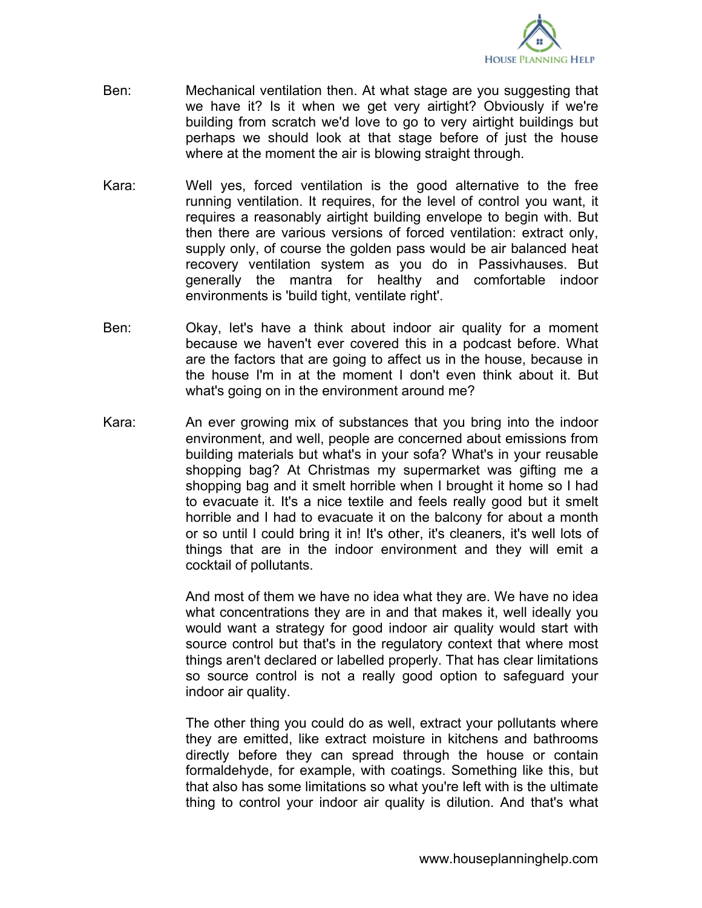Ben: Mechanical ventilation then. At what stage are you suggesting that we have it? Is it when we get very airtight? Obviously if we're building from scratch we'd love to go to very airtight buildings but perhaps we should look at that stage before of just the house where at the moment the air is blowing straight through.

Kara: Well yes, forced ventilation is the good alternative to the free running ventilation. It requires, for the level of control you want, it requires a reasonably airtight building envelope to begin with. But then there are various versions of forced ventilation: extract only, supply only, of course the golden pass would be air balanced heat recovery ventilation system as you do in Passivhauses. But generally the mantra for healthy and comfortable indoor environments is 'build tight, ventilate right'.

Ben: Okay, let's have a think about indoor air quality for a moment because we haven't ever covered this in a podcast before. What are the factors that are going to affect us in the house, because in the house I'm in at the moment I don't even think about it. But what's going on in the environment around me?

Kara: An ever growing mix of substances that you bring into the indoor environment, and well, people are concerned about emissions from building materials but what's in your sofa? What's in your reusable shopping bag? At Christmas my supermarket was gifting me a shopping bag and it smelt horrible when I brought it home so I had to evacuate it. It's a nice textile and feels really good but it smelt horrible and I had to evacuate it on the balcony for about a month or so until I could bring it in! It's other, it's cleaners, it's well lots of things that are in the indoor environment and they will emit a cocktail of pollutants.

And most of them we have no idea what they are. We have no idea what concentrations they are in and that makes it, well ideally you would want a strategy for good indoor air quality would start with source control but that's in the regulatory context that where most things aren't declared or labelled properly. That has clear limitations so source control is not a really good option to safeguard your indoor air quality.

The other thing you could do as well, extract your pollutants where they are emitted, like extract moisture in kitchens and bathrooms directly before they can spread through the house or contain formaldehyde, for example, with coatings. Something like this, but that also has some limitations so what you're left with is the ultimate thing to control your indoor air quality is dilution. And that's what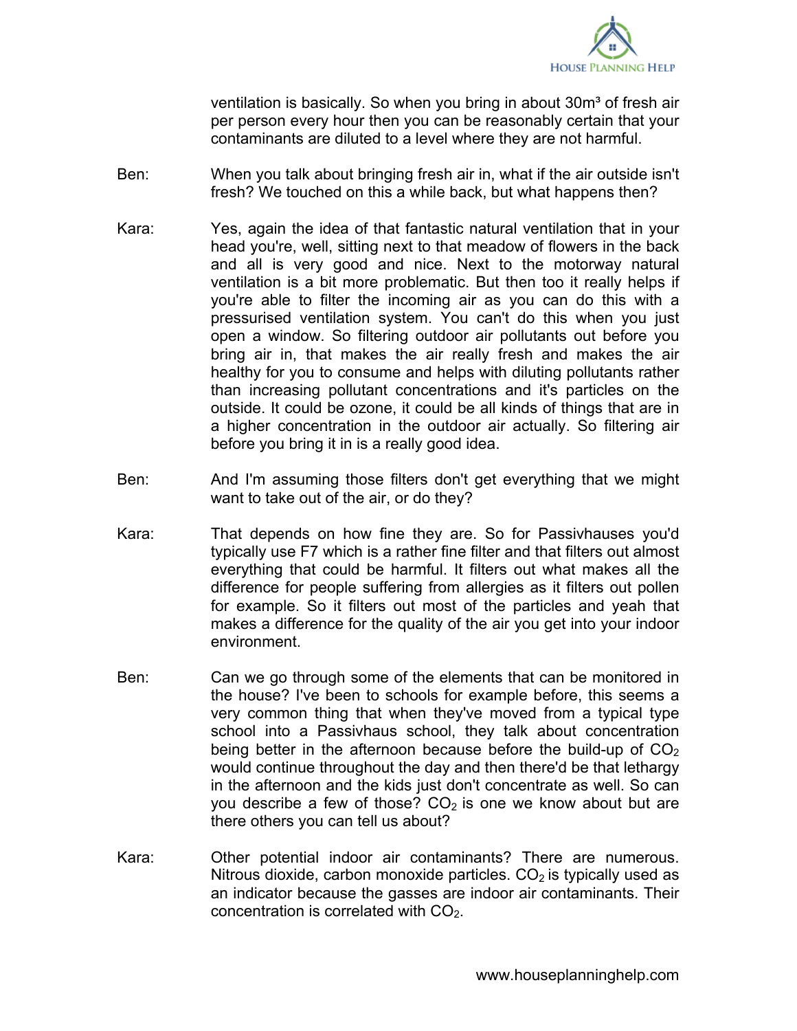ventilation is basically. So when you bring in about 30m³ of fresh air per person every hour then you can be reasonably certain that your contaminants are diluted to a level where they are not harmful.

Ben: When you talk about bringing fresh air in, what if the air outside isn't fresh? We touched on this a while back, but what happens then?

Kara: Yes, again the idea of that fantastic natural ventilation that in your head you're, well, sitting next to that meadow of flowers in the back and all is very good and nice. Next to the motorway natural ventilation is a bit more problematic. But then too it really helps if you're able to filter the incoming air as you can do this with a pressurised ventilation system. You can't do this when you just open a window. So filtering outdoor air pollutants out before you bring air in, that makes the air really fresh and makes the air healthy for you to consume and helps with diluting pollutants rather than increasing pollutant concentrations and it's particles on the outside. It could be ozone, it could be all kinds of things that are in a higher concentration in the outdoor air actually. So filtering air before you bring it in is a really good idea.

Ben: And I'm assuming those filters don't get everything that we might want to take out of the air, or do they?

Kara: That depends on how fine they are. So for Passivhauses you'd typically use F7 which is a rather fine filter and that filters out almost everything that could be harmful. It filters out what makes all the difference for people suffering from allergies as it filters out pollen for example. So it filters out most of the particles and yeah that makes a difference for the quality of the air you get into your indoor environment.

Ben: Can we go through some of the elements that can be monitored in the house? I've been to schools for example before, this seems a very common thing that when they've moved from a typical type school into a Passivhaus school, they talk about concentration being better in the afternoon because before the build-up of $CO_2$ would continue throughout the day and then there'd be that lethargy in the afternoon and the kids just don't concentrate as well. So can you describe a few of those? $CO_2$ is one we know about but are there others you can tell us about?

Kara: Other potential indoor air contaminants? There are numerous. Nitrous dioxide, carbon monoxide particles. $CO_2$ is typically used as an indicator because the gasses are indoor air contaminants. Their concentration is correlated with $CO_2$.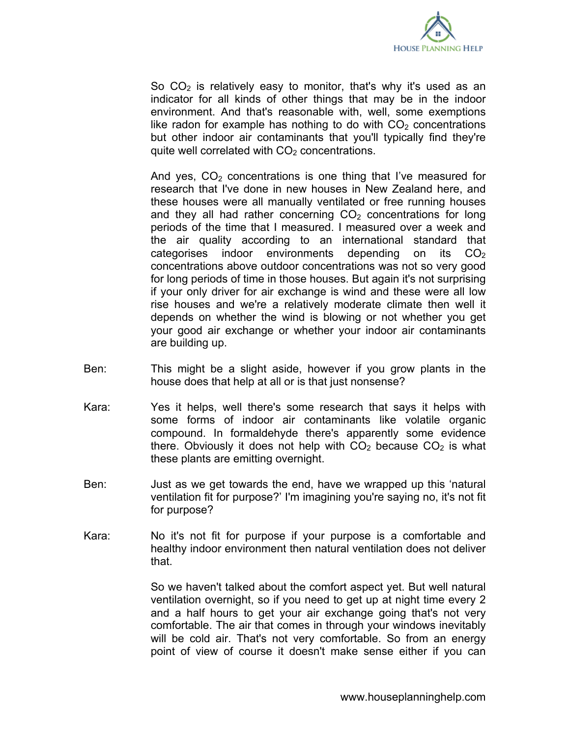So $CO_2$ is relatively easy to monitor, that's why it's used as an indicator for all kinds of other things that may be in the indoor environment. And that's reasonable with, well, some exemptions like radon for example has nothing to do with $CO_2$ concentrations but other indoor air contaminants that you'll typically find they're quite well correlated with $CO_2$ concentrations.

And yes, $CO_2$ concentrations is one thing that I've measured for research that I've done in new houses in New Zealand here, and these houses were all manually ventilated or free running houses and they all had rather concerning $CO_2$ concentrations for long periods of the time that I measured. I measured over a week and the air quality according to an international standard that categorises indoor environments depending on its $CO_2$ concentrations above outdoor concentrations was not so very good for long periods of time in those houses. But again it's not surprising if your only driver for air exchange is wind and these were all low rise houses and we're a relatively moderate climate then well it depends on whether the wind is blowing or not whether you get your good air exchange or whether your indoor air contaminants are building up.

Ben: This might be a slight aside, however if you grow plants in the house does that help at all or is that just nonsense?

Kara: Yes it helps, well there's some research that says it helps with some forms of indoor air contaminants like volatile organic compound. In formaldehyde there's apparently some evidence there. Obviously it does not help with $CO_2$ because $CO_2$ is what these plants are emitting overnight.

Ben: Just as we get towards the end, have we wrapped up this 'natural ventilation fit for purpose?' I'm imagining you're saying no, it's not fit for purpose?

Kara: No it's not fit for purpose if your purpose is a comfortable and healthy indoor environment then natural ventilation does not deliver that.

So we haven't talked about the comfort aspect yet. But well natural ventilation overnight, so if you need to get up at night time every 2 and a half hours to get your air exchange going that's not very comfortable. The air that comes in through your windows inevitably will be cold air. That's not very comfortable. So from an energy point of view of course it doesn't make sense either if you can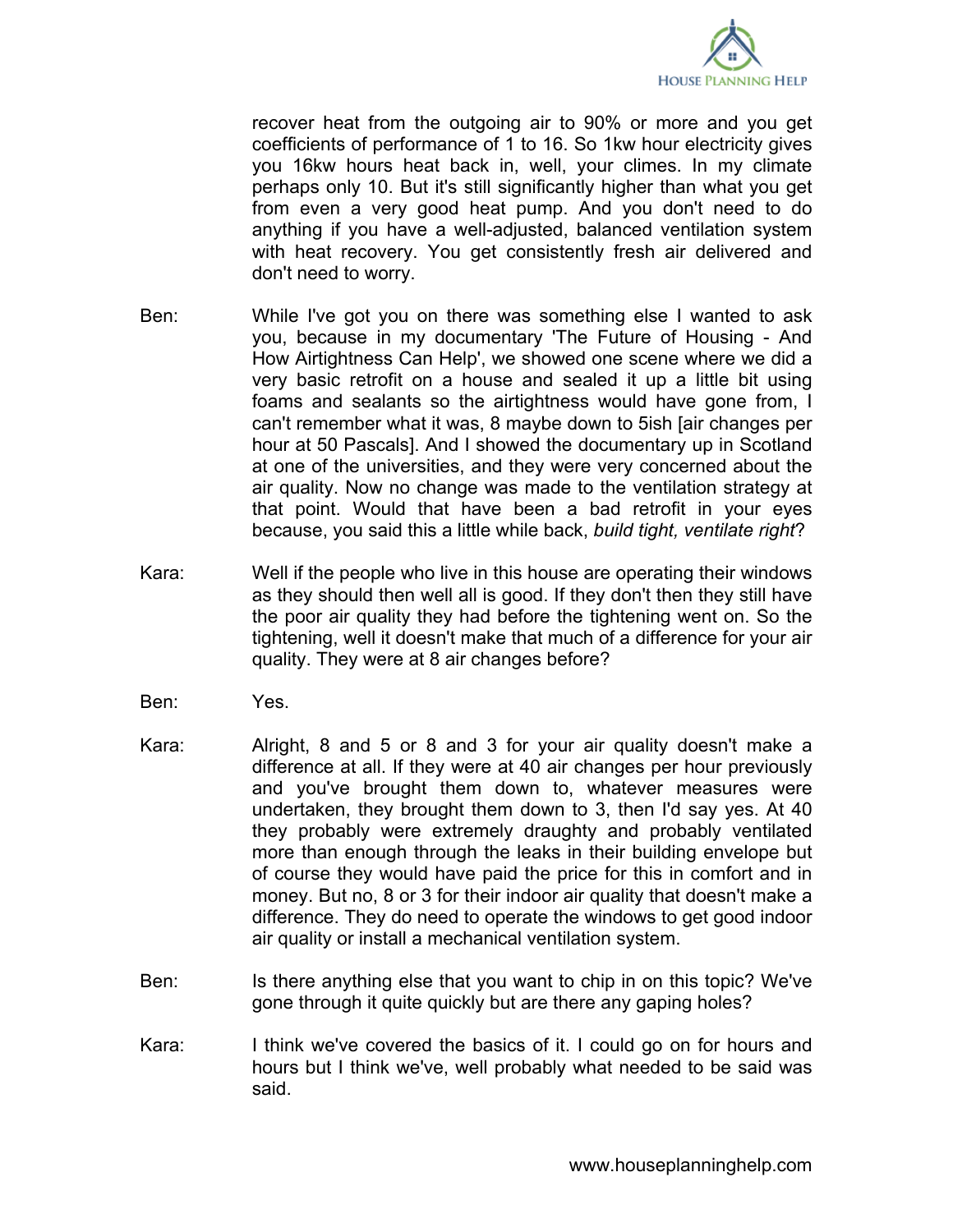recover heat from the outgoing air to 90% or more and you get coefficients of performance of 1 to 16. So 1kw hour electricity gives you 16kw hours heat back in, well, your climes. In my climate perhaps only 10. But it's still significantly higher than what you get from even a very good heat pump. And you don't need to do anything if you have a well-adjusted, balanced ventilation system with heat recovery. You get consistently fresh air delivered and don't need to worry.

Ben: While I've got you on there was something else I wanted to ask you, because in my documentary 'The Future of Housing - And How Airtightness Can Help', we showed one scene where we did a very basic retrofit on a house and sealed it up a little bit using foams and sealants so the airtightness would have gone from, I can't remember what it was, 8 maybe down to 5ish [air changes per hour at 50 Pascals]. And I showed the documentary up in Scotland at one of the universities, and they were very concerned about the air quality. Now no change was made to the ventilation strategy at that point. Would that have been a bad retrofit in your eyes because, you said this a little while back, *build tight, ventilate right*?

Kara: Well if the people who live in this house are operating their windows as they should then well all is good. If they don't then they still have the poor air quality they had before the tightening went on. So the tightening, well it doesn't make that much of a difference for your air quality. They were at 8 air changes before?

Ben: Yes.

Kara: Alright, 8 and 5 or 8 and 3 for your air quality doesn't make a difference at all. If they were at 40 air changes per hour previously and you've brought them down to, whatever measures were undertaken, they brought them down to 3, then I'd say yes. At 40 they probably were extremely draughty and probably ventilated more than enough through the leaks in their building envelope but of course they would have paid the price for this in comfort and in money. But no, 8 or 3 for their indoor air quality that doesn't make a difference. They do need to operate the windows to get good indoor air quality or install a mechanical ventilation system.

Ben: Is there anything else that you want to chip in on this topic? We've gone through it quite quickly but are there any gaping holes?

Kara: I think we've covered the basics of it. I could go on for hours and hours but I think we've, well probably what needed to be said was said.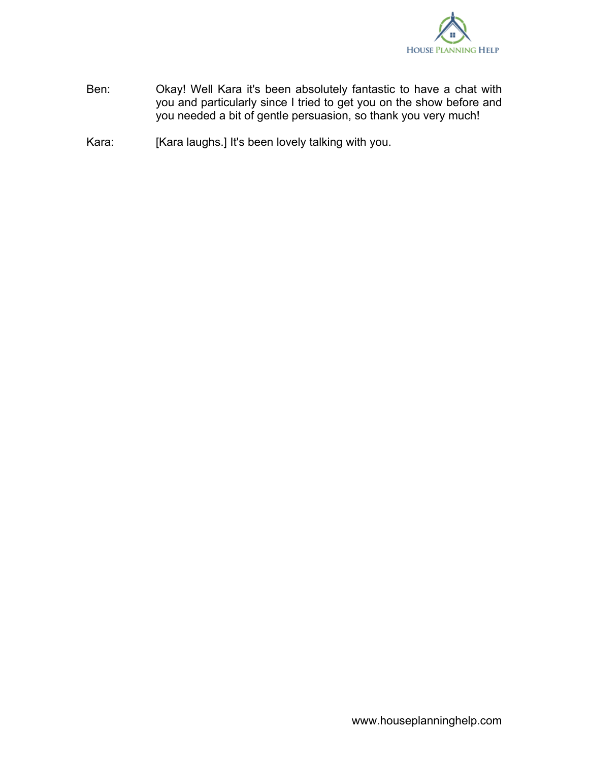Ben: Okay! Well Kara it's been absolutely fantastic to have a chat with you and particularly since I tried to get you on the show before and you needed a bit of gentle persuasion, so thank you very much!

Kara: [Kara laughs.] It's been lovely talking with you.